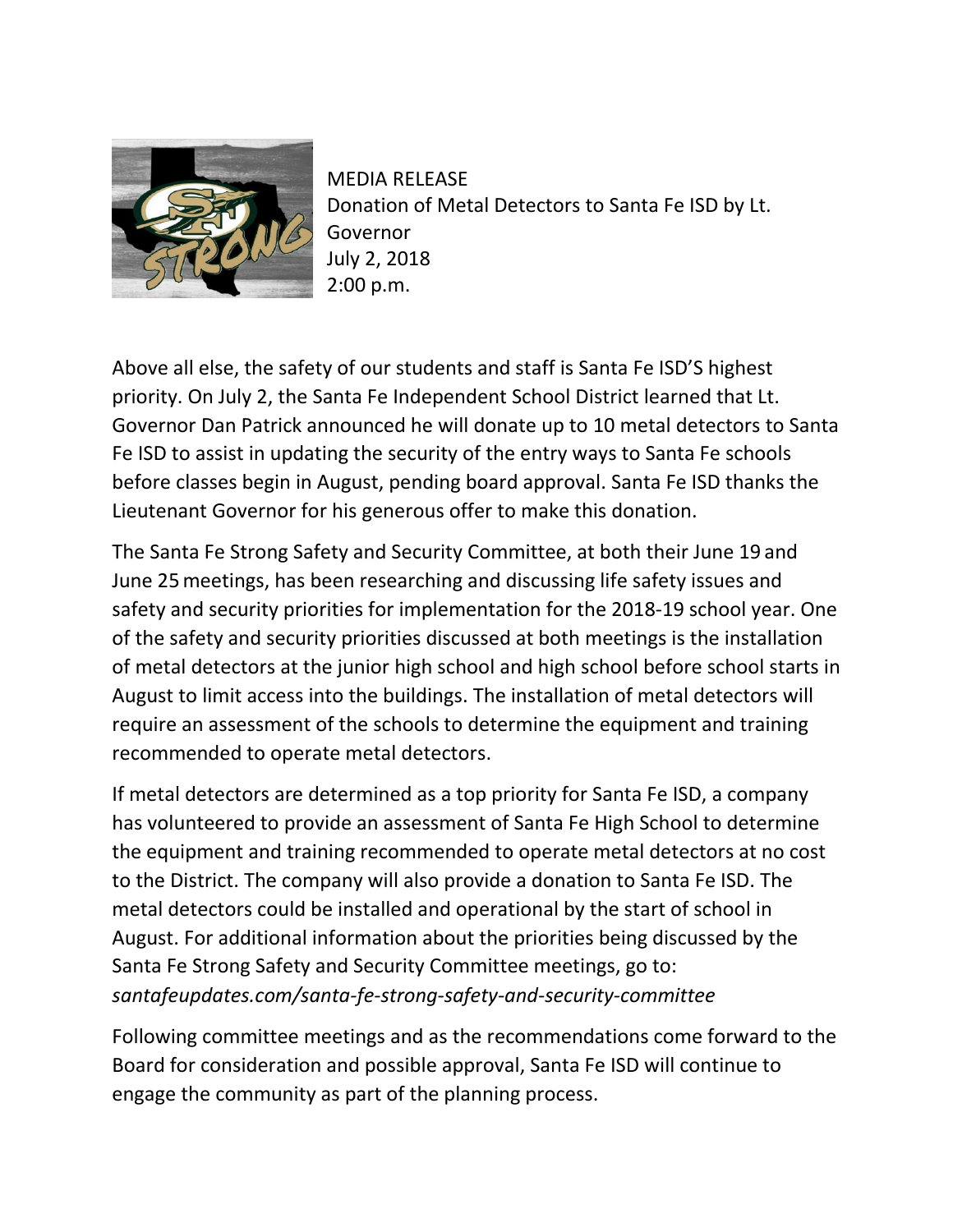MEDIA RELEASE
Donation of Metal Detectors to Santa Fe ISD by Lt. Governor
July 2, 2018
2:00 p.m.

Above all else, the safety of our students and staff is Santa Fe ISD'S highest priority. On July 2, the Santa Fe Independent School District learned that Lt. Governor Dan Patrick announced he will donate up to 10 metal detectors to Santa Fe ISD to assist in updating the security of the entry ways to Santa Fe schools before classes begin in August, pending board approval. Santa Fe ISD thanks the Lieutenant Governor for his generous offer to make this donation.

The Santa Fe Strong Safety and Security Committee, at both their June 19 and June 25 meetings, has been researching and discussing life safety issues and safety and security priorities for implementation for the 2018-19 school year. One of the safety and security priorities discussed at both meetings is the installation of metal detectors at the junior high school and high school before school starts in August to limit access into the buildings. The installation of metal detectors will require an assessment of the schools to determine the equipment and training recommended to operate metal detectors.

If metal detectors are determined as a top priority for Santa Fe ISD, a company has volunteered to provide an assessment of Santa Fe High School to determine the equipment and training recommended to operate metal detectors at no cost to the District. The company will also provide a donation to Santa Fe ISD. The metal detectors could be installed and operational by the start of school in August. For additional information about the priorities being discussed by the Santa Fe Strong Safety and Security Committee meetings, go to: *santafeupdates.com/santa-fe-strong-safety-and-security-committee*

Following committee meetings and as the recommendations come forward to the Board for consideration and possible approval, Santa Fe ISD will continue to engage the community as part of the planning process.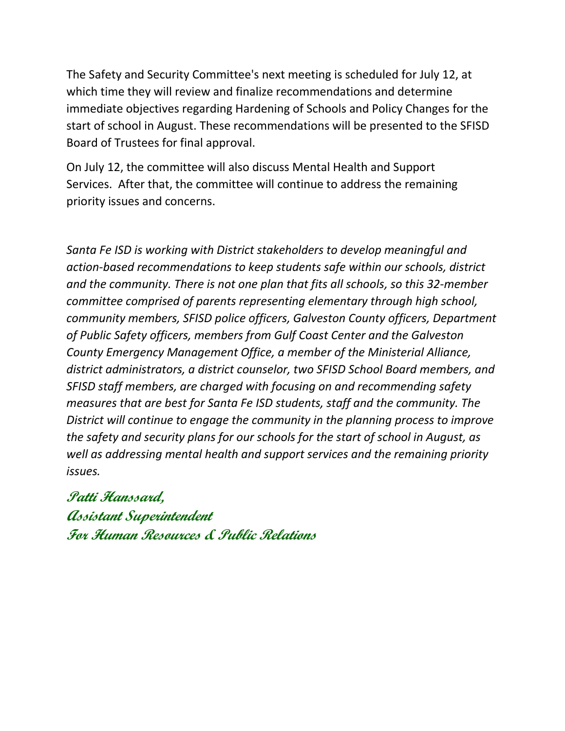The Safety and Security Committee's next meeting is scheduled for July 12, at which time they will review and finalize recommendations and determine immediate objectives regarding Hardening of Schools and Policy Changes for the start of school in August. These recommendations will be presented to the SFISD Board of Trustees for final approval.

On July 12, the committee will also discuss Mental Health and Support Services. After that, the committee will continue to address the remaining priority issues and concerns.

*Santa Fe ISD is working with District stakeholders to develop meaningful and action-based recommendations to keep students safe within our schools, district and the community. There is not one plan that fits all schools, so this 32-member committee comprised of parents representing elementary through high school, community members, SFISD police officers, Galveston County officers, Department of Public Safety officers, members from Gulf Coast Center and the Galveston County Emergency Management Office, a member of the Ministerial Alliance, district administrators, a district counselor, two SFISD School Board members, and SFISD staff members, are charged with focusing on and recommending safety measures that are best for Santa Fe ISD students, staff and the community. The District will continue to engage the community in the planning process to improve the safety and security plans for our schools for the start of school in August, as well as addressing mental health and support services and the remaining priority issues.*

***Patti Hanssard,***
***Assistant Superintendent***
***For Human Resources & Public Relations***